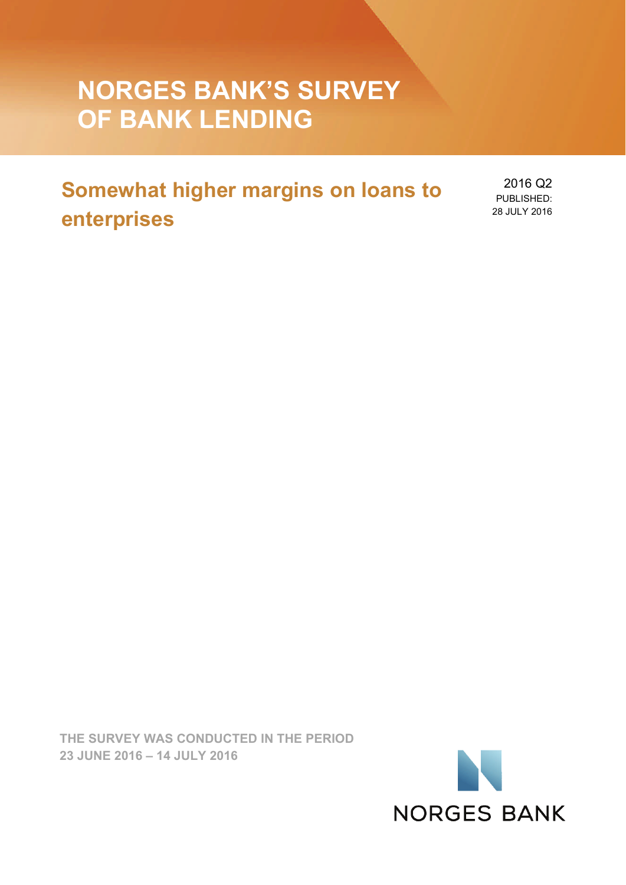# NORGES BANK'S SURVEY OF BANK LENDING

## Somewhat higher margins on loans to enterprises

2016 Q2
PUBLISHED:
28 JULY 2016

**THE SURVEY WAS CONDUCTED IN THE PERIOD 23 JUNE 2016 – 14 JULY 2016**

NORGES BANK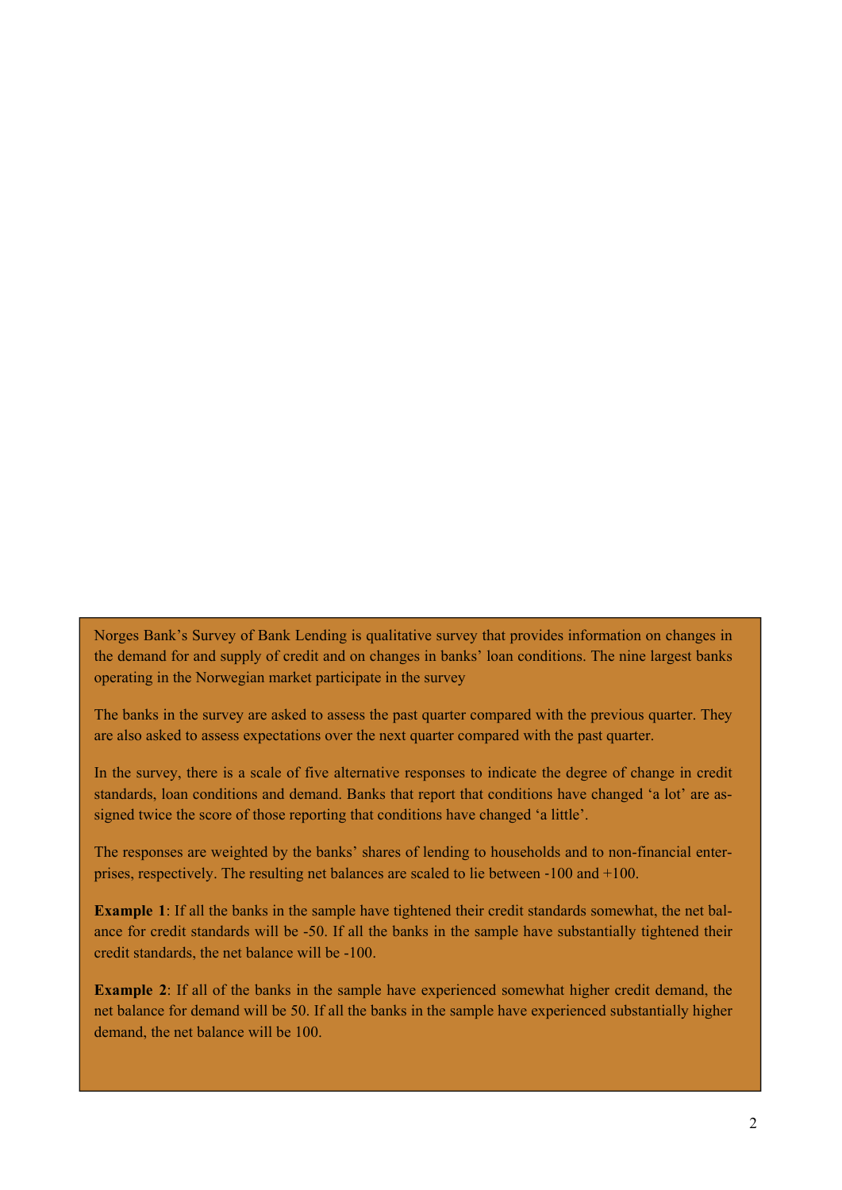Norges Bank's Survey of Bank Lending is qualitative survey that provides information on changes in the demand for and supply of credit and on changes in banks' loan conditions. The nine largest banks operating in the Norwegian market participate in the survey

The banks in the survey are asked to assess the past quarter compared with the previous quarter. They are also asked to assess expectations over the next quarter compared with the past quarter.

In the survey, there is a scale of five alternative responses to indicate the degree of change in credit standards, loan conditions and demand. Banks that report that conditions have changed 'a lot' are assigned twice the score of those reporting that conditions have changed 'a little'.

The responses are weighted by the banks' shares of lending to households and to non-financial enterprises, respectively. The resulting net balances are scaled to lie between -100 and +100.

**Example 1**: If all the banks in the sample have tightened their credit standards somewhat, the net balance for credit standards will be -50. If all the banks in the sample have substantially tightened their credit standards, the net balance will be -100.

**Example 2**: If all of the banks in the sample have experienced somewhat higher credit demand, the net balance for demand will be 50. If all the banks in the sample have experienced substantially higher demand, the net balance will be 100.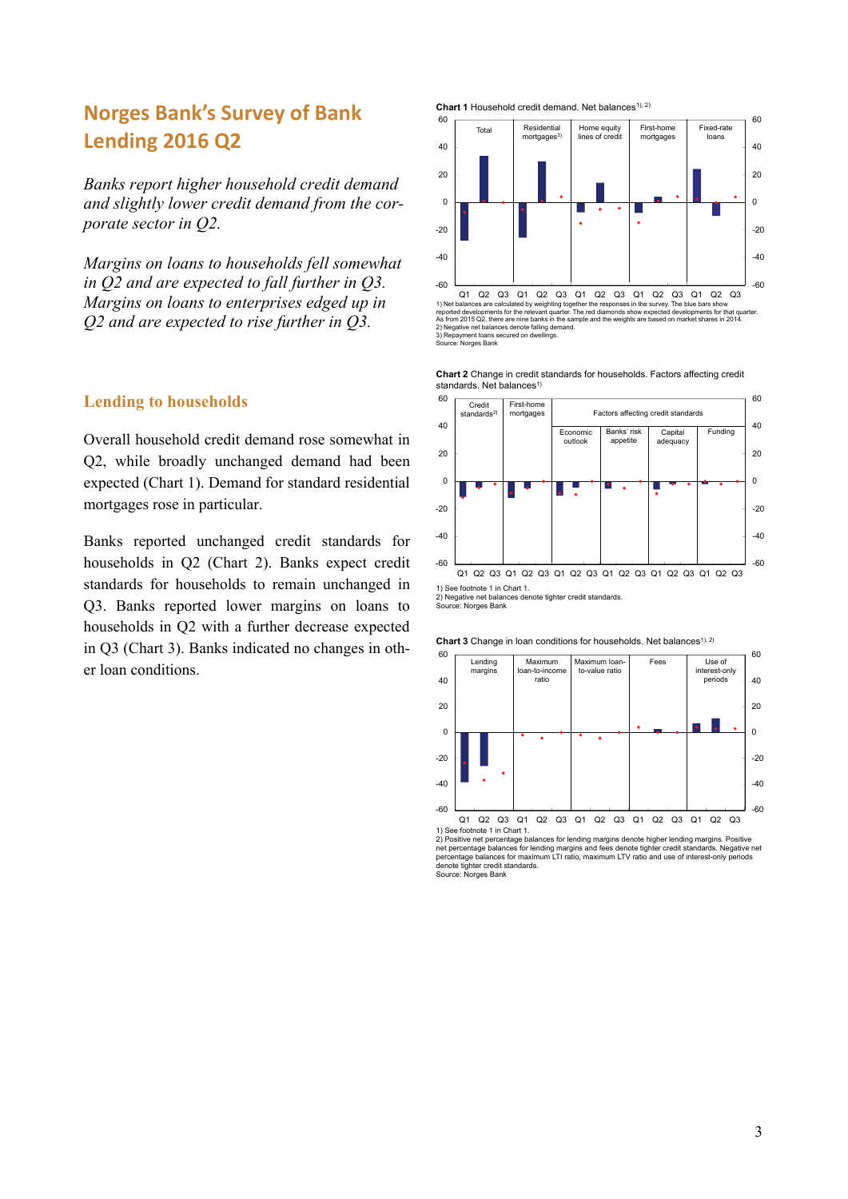# Norges Bank's Survey of Bank Lending 2016 Q2

*Banks report higher household credit demand and slightly lower credit demand from the corporate sector in Q2.*

*Margins on loans to households fell somewhat in Q2 and are expected to fall further in Q3. Margins on loans to enterprises edged up in Q2 and are expected to rise further in Q3.*

## Lending to households

Overall household credit demand rose somewhat in Q2, while broadly unchanged demand had been expected (Chart 1). Demand for standard residential mortgages rose in particular.

Banks reported unchanged credit standards for households in Q2 (Chart 2). Banks expect credit standards for households to remain unchanged in Q3. Banks reported lower margins on loans to households in Q2 with a further decrease expected in Q3 (Chart 3). Banks indicated no changes in other loan conditions.

**Chart 1** Household credit demand. Net balances[1), 2)]

1) Net balances are calculated by weighting together the responses in the survey. The blue bars show reported developments for the relevant quarter. The red diamonds show expected developments for that quarter. As from 2015 Q2, there are nine banks in the sample and the weights are based on market shares in 2014.
2) Negative net balances denote falling demand.
3) Repayment loans secured on dwellings.
Source: Norges Bank

**Chart 2** Change in credit standards for households. Factors affecting credit standards. Net balances[1)]

1) See footnote 1 in Chart 1.
2) Negative net balances denote tighter credit standards.
Source: Norges Bank

**Chart 3** Change in loan conditions for households. Net balances[1), 2)]

1) See footnote 1 in Chart 1.
2) Positive net percentage balances for lending margins denote higher lending margins. Positive net percentage balances for lending margins and fees denote tighter credit standards. Negative net percentage balances for maximum LTI ratio, maximum LTV ratio and use of interest-only periods denote tighter credit standards.
Source: Norges Bank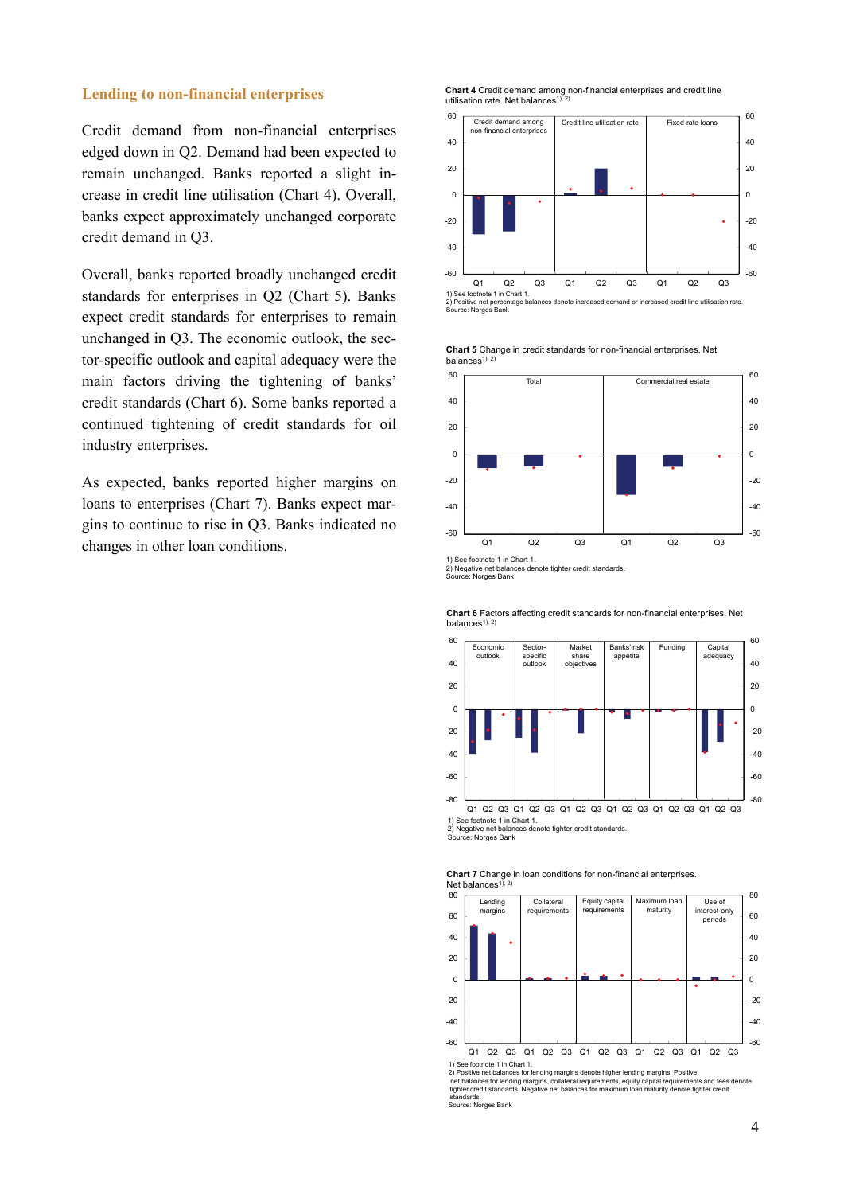## Lending to non-financial enterprises

Credit demand from non-financial enterprises edged down in Q2. Demand had been expected to remain unchanged. Banks reported a slight increase in credit line utilisation (Chart 4). Overall, banks expect approximately unchanged corporate credit demand in Q3.

Overall, banks reported broadly unchanged credit standards for enterprises in Q2 (Chart 5). Banks expect credit standards for enterprises to remain unchanged in Q3. The economic outlook, the sector-specific outlook and capital adequacy were the main factors driving the tightening of banks' credit standards (Chart 6). Some banks reported a continued tightening of credit standards for oil industry enterprises.

As expected, banks reported higher margins on loans to enterprises (Chart 7). Banks expect margins to continue to rise in Q3. Banks indicated no changes in other loan conditions.

**Chart 4** Credit demand among non-financial enterprises and credit line utilisation rate. Net balances[1), 2)]

Credit demand among non-financial enterprises
Credit line utilisation rate
Fixed-rate loans

60
40
20
0
-20
-40
-60

Q1 Q2 Q3 Q1 Q2 Q3 Q1 Q2 Q3

1) See footnote 1 in Chart 1.
2) Positive net percentage balances denote increased demand or increased credit line utilisation rate.
Source: Norges Bank

**Chart 5** Change in credit standards for non-financial enterprises. Net balances[1), 2)]

Total
Commercial real estate

60
40
20
0
-20
-40
-60

Q1 Q2 Q3 Q1 Q2 Q3

1) See footnote 1 in Chart 1.
2) Negative net balances denote tighter credit standards.
Source: Norges Bank

**Chart 6** Factors affecting credit standards for non-financial enterprises. Net balances[1), 2)]

Economic outlook
Sector-specific outlook
Market share objectives
Banks' risk appetite
Funding
Capital adequacy

60
40
20
0
-20
-40
-60
-80

Q1 Q2 Q3 Q1 Q2 Q3 Q1 Q2 Q3 Q1 Q2 Q3 Q1 Q2 Q3 Q1 Q2 Q3

1) See footnote 1 in Chart 1.
2) Negative net balances denote tighter credit standards.
Source: Norges Bank

**Chart 7** Change in loan conditions for non-financial enterprises. Net balances[1), 2)]

Lending margins
Collateral requirements
Equity capital requirements
Maximum loan maturity
Use of interest-only periods

80
60
40
20
0
-20
-40
-60

Q1 Q2 Q3 Q1 Q2 Q3 Q1 Q2 Q3 Q1 Q2 Q3 Q1 Q2 Q3

1) See footnote 1 in Chart 1.
2) Positive net balances for lending margins denote higher lending margins. Positive net balances for lending margins, collateral requirements, equity capital requirements and fees denote tighter credit standards. Negative net balances for maximum loan maturity denote tighter credit standards.
Source: Norges Bank